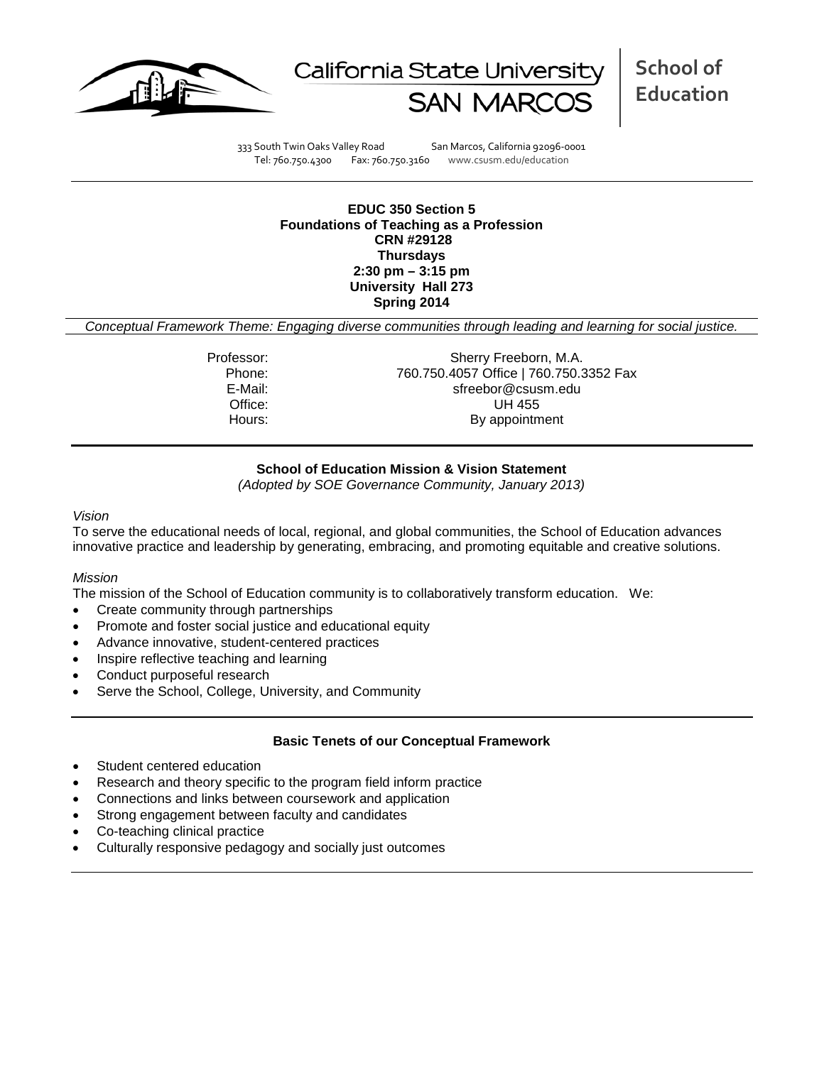California State University SAN MARCOS

**School of Education**

333 South Twin Oaks Valley Road San Marcos, California 92096-0001
Tel: 760.750.4300 Fax: 760.750.3160 www.csusm.edu/education

**EDUC 350 Section 5**
**Foundations of Teaching as a Profession**
**CRN #29128**
**Thursdays**
**2:30 pm – 3:15 pm**
**University Hall 273**
**Spring 2014**

*Conceptual Framework Theme: Engaging diverse communities through leading and learning for social justice.*

| | |
|---|---|
| Professor: | Sherry Freeborn, M.A. |
| Phone: | 760.750.4057 Office \| 760.750.3352 Fax |
| E-Mail: | sfreebor@csusm.edu |
| Office: | UH 455 |
| Hours: | By appointment |

## School of Education Mission & Vision Statement

*(Adopted by SOE Governance Community, January 2013)*

*Vision*

To serve the educational needs of local, regional, and global communities, the School of Education advances innovative practice and leadership by generating, embracing, and promoting equitable and creative solutions.

*Mission*

The mission of the School of Education community is to collaboratively transform education. We:

- Create community through partnerships
- Promote and foster social justice and educational equity
- Advance innovative, student-centered practices
- Inspire reflective teaching and learning
- Conduct purposeful research
- Serve the School, College, University, and Community

## Basic Tenets of our Conceptual Framework

- Student centered education
- Research and theory specific to the program field inform practice
- Connections and links between coursework and application
- Strong engagement between faculty and candidates
- Co-teaching clinical practice
- Culturally responsive pedagogy and socially just outcomes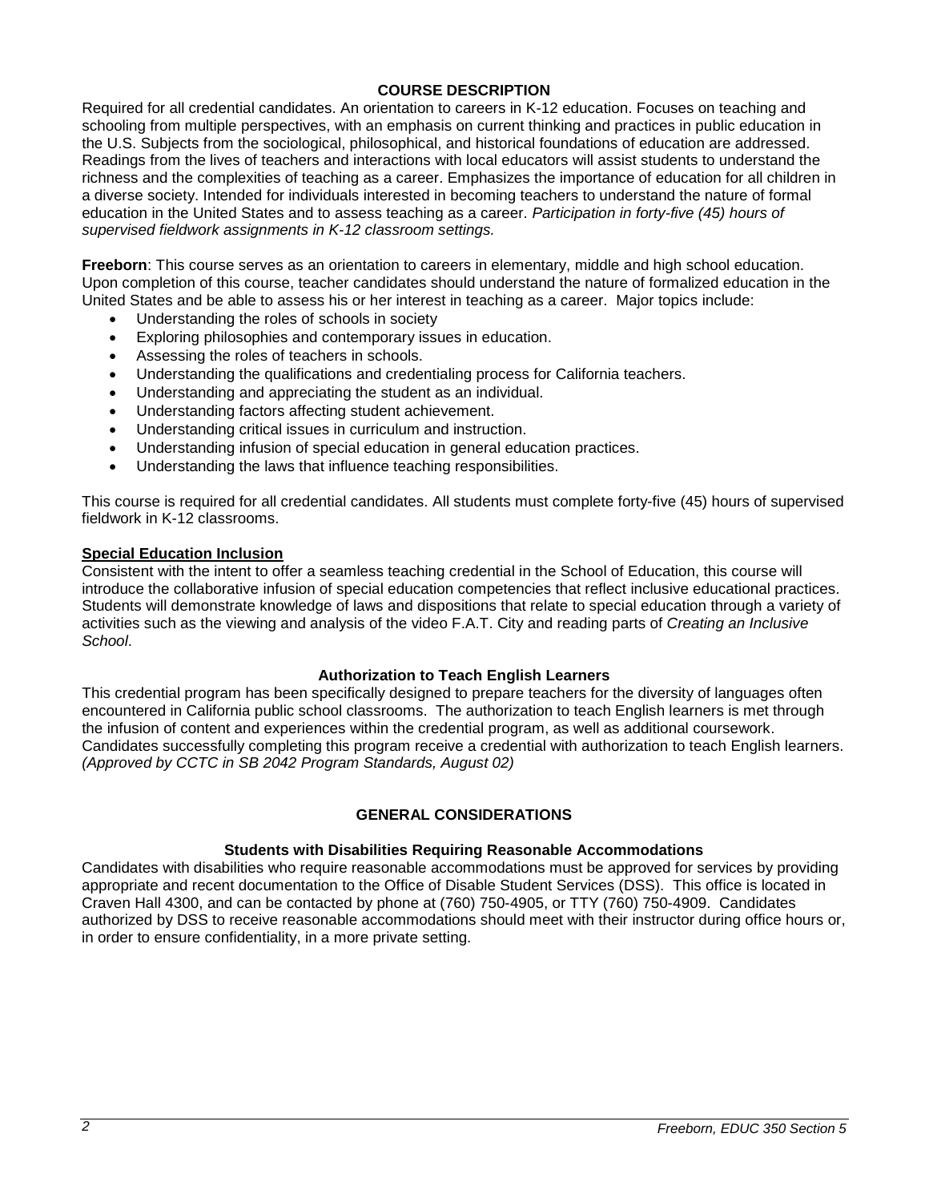## COURSE DESCRIPTION

Required for all credential candidates. An orientation to careers in K-12 education. Focuses on teaching and schooling from multiple perspectives, with an emphasis on current thinking and practices in public education in the U.S. Subjects from the sociological, philosophical, and historical foundations of education are addressed. Readings from the lives of teachers and interactions with local educators will assist students to understand the richness and the complexities of teaching as a career. Emphasizes the importance of education for all children in a diverse society. Intended for individuals interested in becoming teachers to understand the nature of formal education in the United States and to assess teaching as a career. *Participation in forty-five (45) hours of supervised fieldwork assignments in K-12 classroom settings.*

**Freeborn**: This course serves as an orientation to careers in elementary, middle and high school education. Upon completion of this course, teacher candidates should understand the nature of formalized education in the United States and be able to assess his or her interest in teaching as a career. Major topics include:

- Understanding the roles of schools in society
- Exploring philosophies and contemporary issues in education.
- Assessing the roles of teachers in schools.
- Understanding the qualifications and credentialing process for California teachers.
- Understanding and appreciating the student as an individual.
- Understanding factors affecting student achievement.
- Understanding critical issues in curriculum and instruction.
- Understanding infusion of special education in general education practices.
- Understanding the laws that influence teaching responsibilities.

This course is required for all credential candidates. All students must complete forty-five (45) hours of supervised fieldwork in K-12 classrooms.

### Special Education Inclusion

Consistent with the intent to offer a seamless teaching credential in the School of Education, this course will introduce the collaborative infusion of special education competencies that reflect inclusive educational practices. Students will demonstrate knowledge of laws and dispositions that relate to special education through a variety of activities such as the viewing and analysis of the video F.A.T. City and reading parts of *Creating an Inclusive School*.

### Authorization to Teach English Learners

This credential program has been specifically designed to prepare teachers for the diversity of languages often encountered in California public school classrooms. The authorization to teach English learners is met through the infusion of content and experiences within the credential program, as well as additional coursework. Candidates successfully completing this program receive a credential with authorization to teach English learners. *(Approved by CCTC in SB 2042 Program Standards, August 02)*

## GENERAL CONSIDERATIONS

### Students with Disabilities Requiring Reasonable Accommodations

Candidates with disabilities who require reasonable accommodations must be approved for services by providing appropriate and recent documentation to the Office of Disable Student Services (DSS). This office is located in Craven Hall 4300, and can be contacted by phone at (760) 750-4905, or TTY (760) 750-4909. Candidates authorized by DSS to receive reasonable accommodations should meet with their instructor during office hours or, in order to ensure confidentiality, in a more private setting.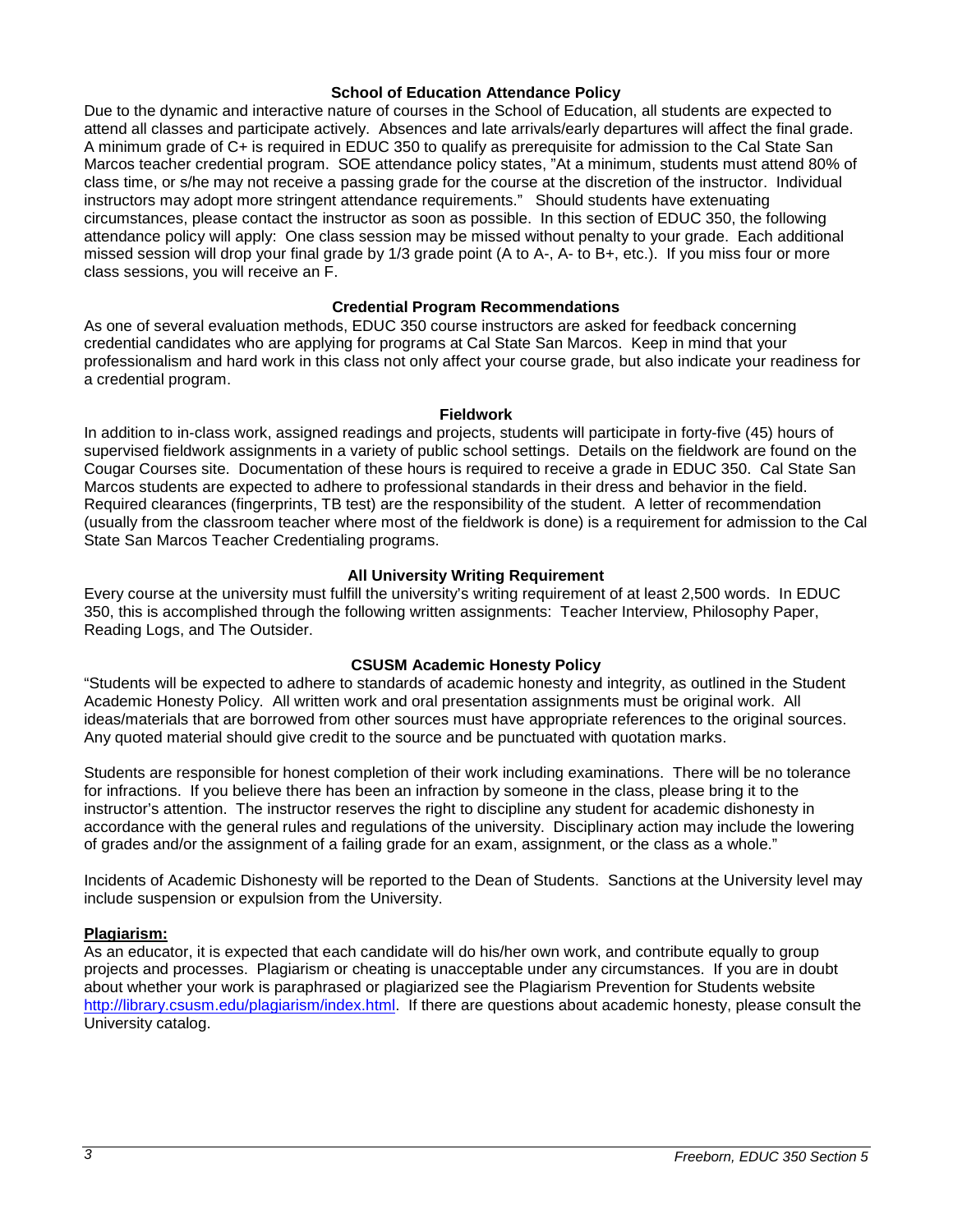### School of Education Attendance Policy

Due to the dynamic and interactive nature of courses in the School of Education, all students are expected to attend all classes and participate actively. Absences and late arrivals/early departures will affect the final grade. A minimum grade of C+ is required in EDUC 350 to qualify as prerequisite for admission to the Cal State San Marcos teacher credential program. SOE attendance policy states, "At a minimum, students must attend 80% of class time, or s/he may not receive a passing grade for the course at the discretion of the instructor. Individual instructors may adopt more stringent attendance requirements." Should students have extenuating circumstances, please contact the instructor as soon as possible. In this section of EDUC 350, the following attendance policy will apply: One class session may be missed without penalty to your grade. Each additional missed session will drop your final grade by 1/3 grade point (A to A-, A- to B+, etc.). If you miss four or more class sessions, you will receive an F.

### Credential Program Recommendations

As one of several evaluation methods, EDUC 350 course instructors are asked for feedback concerning credential candidates who are applying for programs at Cal State San Marcos. Keep in mind that your professionalism and hard work in this class not only affect your course grade, but also indicate your readiness for a credential program.

### Fieldwork

In addition to in-class work, assigned readings and projects, students will participate in forty-five (45) hours of supervised fieldwork assignments in a variety of public school settings. Details on the fieldwork are found on the Cougar Courses site. Documentation of these hours is required to receive a grade in EDUC 350. Cal State San Marcos students are expected to adhere to professional standards in their dress and behavior in the field. Required clearances (fingerprints, TB test) are the responsibility of the student. A letter of recommendation (usually from the classroom teacher where most of the fieldwork is done) is a requirement for admission to the Cal State San Marcos Teacher Credentialing programs.

### All University Writing Requirement

Every course at the university must fulfill the university's writing requirement of at least 2,500 words. In EDUC 350, this is accomplished through the following written assignments: Teacher Interview, Philosophy Paper, Reading Logs, and The Outsider.

### CSUSM Academic Honesty Policy

"Students will be expected to adhere to standards of academic honesty and integrity, as outlined in the Student Academic Honesty Policy. All written work and oral presentation assignments must be original work. All ideas/materials that are borrowed from other sources must have appropriate references to the original sources. Any quoted material should give credit to the source and be punctuated with quotation marks.

Students are responsible for honest completion of their work including examinations. There will be no tolerance for infractions. If you believe there has been an infraction by someone in the class, please bring it to the instructor's attention. The instructor reserves the right to discipline any student for academic dishonesty in accordance with the general rules and regulations of the university. Disciplinary action may include the lowering of grades and/or the assignment of a failing grade for an exam, assignment, or the class as a whole."

Incidents of Academic Dishonesty will be reported to the Dean of Students. Sanctions at the University level may include suspension or expulsion from the University.

**Plagiarism:**

As an educator, it is expected that each candidate will do his/her own work, and contribute equally to group projects and processes. Plagiarism or cheating is unacceptable under any circumstances. If you are in doubt about whether your work is paraphrased or plagiarized see the Plagiarism Prevention for Students website http://library.csusm.edu/plagiarism/index.html. If there are questions about academic honesty, please consult the University catalog.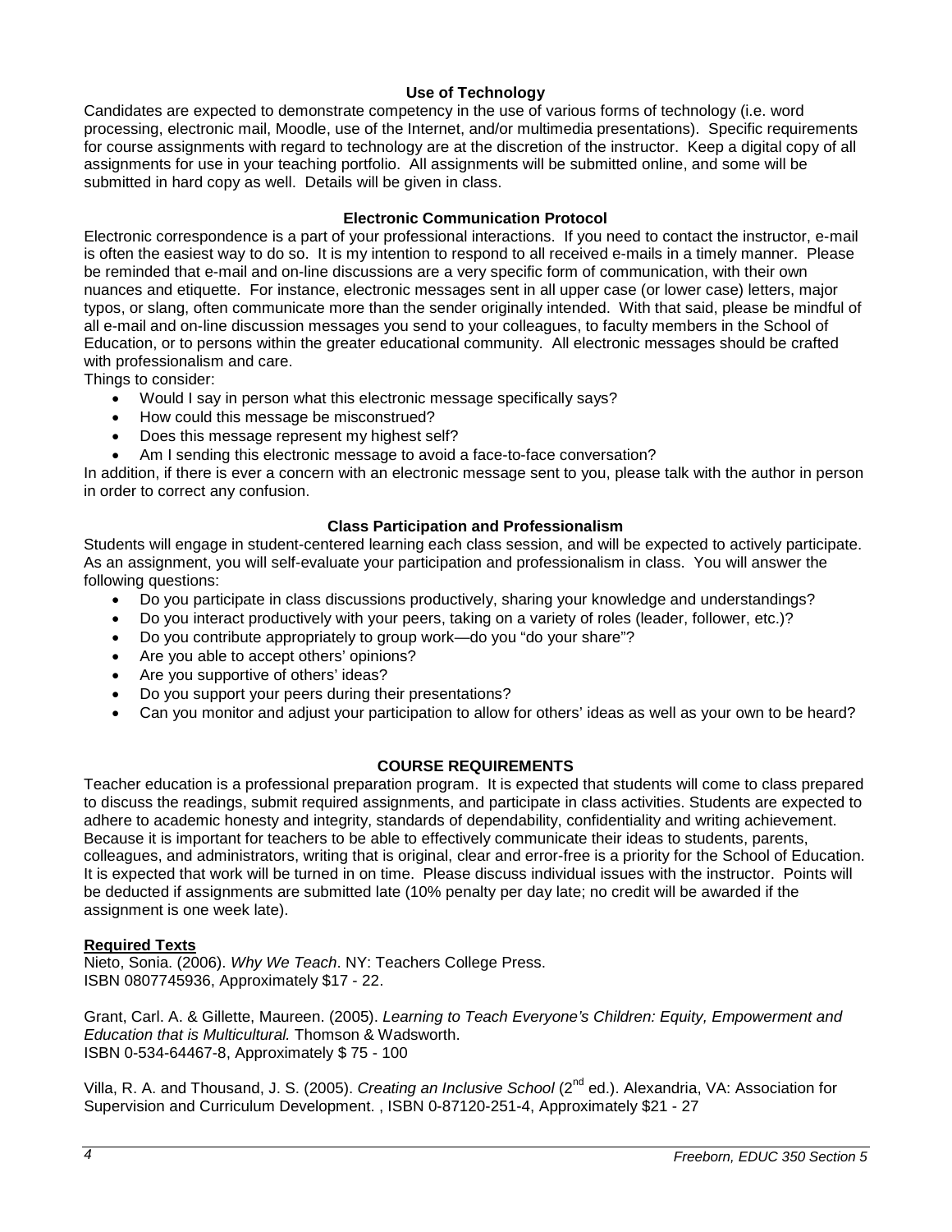### Use of Technology

Candidates are expected to demonstrate competency in the use of various forms of technology (i.e. word processing, electronic mail, Moodle, use of the Internet, and/or multimedia presentations). Specific requirements for course assignments with regard to technology are at the discretion of the instructor. Keep a digital copy of all assignments for use in your teaching portfolio. All assignments will be submitted online, and some will be submitted in hard copy as well. Details will be given in class.

### Electronic Communication Protocol

Electronic correspondence is a part of your professional interactions. If you need to contact the instructor, e-mail is often the easiest way to do so. It is my intention to respond to all received e-mails in a timely manner. Please be reminded that e-mail and on-line discussions are a very specific form of communication, with their own nuances and etiquette. For instance, electronic messages sent in all upper case (or lower case) letters, major typos, or slang, often communicate more than the sender originally intended. With that said, please be mindful of all e-mail and on-line discussion messages you send to your colleagues, to faculty members in the School of Education, or to persons within the greater educational community. All electronic messages should be crafted with professionalism and care.

Things to consider:

- Would I say in person what this electronic message specifically says?
- How could this message be misconstrued?
- Does this message represent my highest self?
- Am I sending this electronic message to avoid a face-to-face conversation?

In addition, if there is ever a concern with an electronic message sent to you, please talk with the author in person in order to correct any confusion.

### Class Participation and Professionalism

Students will engage in student-centered learning each class session, and will be expected to actively participate. As an assignment, you will self-evaluate your participation and professionalism in class. You will answer the following questions:

- Do you participate in class discussions productively, sharing your knowledge and understandings?
- Do you interact productively with your peers, taking on a variety of roles (leader, follower, etc.)?
- Do you contribute appropriately to group work—do you "do your share"?
- Are you able to accept others' opinions?
- Are you supportive of others' ideas?
- Do you support your peers during their presentations?
- Can you monitor and adjust your participation to allow for others' ideas as well as your own to be heard?

## COURSE REQUIREMENTS

Teacher education is a professional preparation program. It is expected that students will come to class prepared to discuss the readings, submit required assignments, and participate in class activities. Students are expected to adhere to academic honesty and integrity, standards of dependability, confidentiality and writing achievement. Because it is important for teachers to be able to effectively communicate their ideas to students, parents, colleagues, and administrators, writing that is original, clear and error-free is a priority for the School of Education. It is expected that work will be turned in on time. Please discuss individual issues with the instructor. Points will be deducted if assignments are submitted late (10% penalty per day late; no credit will be awarded if the assignment is one week late).

### Required Texts

Nieto, Sonia. (2006). *Why We Teach*. NY: Teachers College Press.
ISBN 0807745936, Approximately $17 - 22.

Grant, Carl. A. & Gillette, Maureen. (2005). *Learning to Teach Everyone's Children: Equity, Empowerment and Education that is Multicultural.* Thomson & Wadsworth.
ISBN 0-534-64467-8, Approximately $ 75 - 100

Villa, R. A. and Thousand, J. S. (2005). *Creating an Inclusive School* (2nd ed.). Alexandria, VA: Association for Supervision and Curriculum Development. , ISBN 0-87120-251-4, Approximately $21 - 27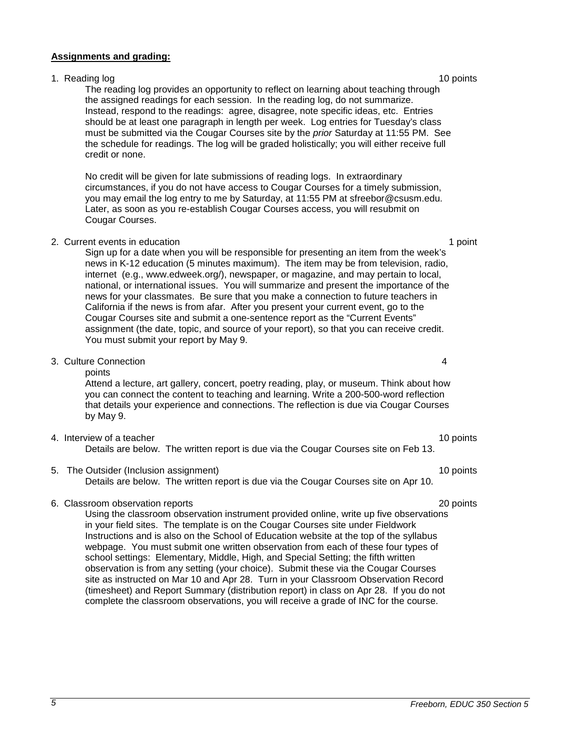**Assignments and grading:**

1. Reading log 10 points

   The reading log provides an opportunity to reflect on learning about teaching through the assigned readings for each session. In the reading log, do not summarize. Instead, respond to the readings: agree, disagree, note specific ideas, etc. Entries should be at least one paragraph in length per week. Log entries for Tuesday's class must be submitted via the Cougar Courses site by the *prior* Saturday at 11:55 PM. See the schedule for readings. The log will be graded holistically; you will either receive full credit or none.

   No credit will be given for late submissions of reading logs. In extraordinary circumstances, if you do not have access to Cougar Courses for a timely submission, you may email the log entry to me by Saturday, at 11:55 PM at sfreebor@csusm.edu. Later, as soon as you re-establish Cougar Courses access, you will resubmit on Cougar Courses.

2. Current events in education 1 point

   Sign up for a date when you will be responsible for presenting an item from the week's news in K-12 education (5 minutes maximum). The item may be from television, radio, internet (e.g., www.edweek.org/), newspaper, or magazine, and may pertain to local, national, or international issues. You will summarize and present the importance of the news for your classmates. Be sure that you make a connection to future teachers in California if the news is from afar. After you present your current event, go to the Cougar Courses site and submit a one-sentence report as the "Current Events" assignment (the date, topic, and source of your report), so that you can receive credit. You must submit your report by May 9.

3. Culture Connection 4 points

   Attend a lecture, art gallery, concert, poetry reading, play, or museum. Think about how you can connect the content to teaching and learning. Write a 200-500-word reflection that details your experience and connections. The reflection is due via Cougar Courses by May 9.

4. Interview of a teacher 10 points

   Details are below. The written report is due via the Cougar Courses site on Feb 13.

5. The Outsider (Inclusion assignment) 10 points

   Details are below. The written report is due via the Cougar Courses site on Apr 10.

6. Classroom observation reports 20 points

   Using the classroom observation instrument provided online, write up five observations in your field sites. The template is on the Cougar Courses site under Fieldwork Instructions and is also on the School of Education website at the top of the syllabus webpage. You must submit one written observation from each of these four types of school settings: Elementary, Middle, High, and Special Setting; the fifth written observation is from any setting (your choice). Submit these via the Cougar Courses site as instructed on Mar 10 and Apr 28. Turn in your Classroom Observation Record (timesheet) and Report Summary (distribution report) in class on Apr 28. If you do not complete the classroom observations, you will receive a grade of INC for the course.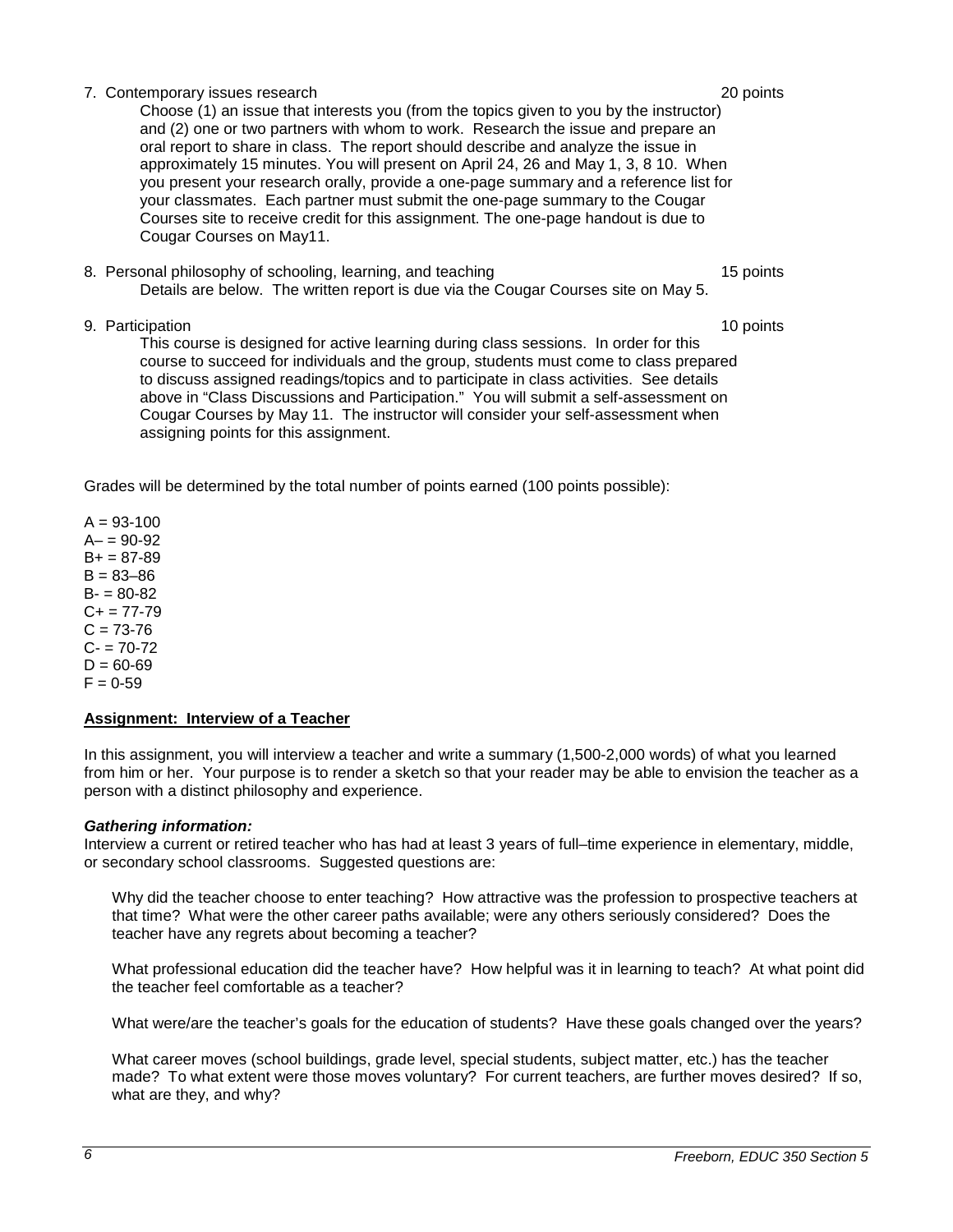7. Contemporary issues research 20 points

   Choose (1) an issue that interests you (from the topics given to you by the instructor) and (2) one or two partners with whom to work. Research the issue and prepare an oral report to share in class. The report should describe and analyze the issue in approximately 15 minutes. You will present on April 24, 26 and May 1, 3, 8 10. When you present your research orally, provide a one-page summary and a reference list for your classmates. Each partner must submit the one-page summary to the Cougar Courses site to receive credit for this assignment. The one-page handout is due to Cougar Courses on May11.

8. Personal philosophy of schooling, learning, and teaching 15 points

   Details are below. The written report is due via the Cougar Courses site on May 5.

9. Participation 10 points

   This course is designed for active learning during class sessions. In order for this course to succeed for individuals and the group, students must come to class prepared to discuss assigned readings/topics and to participate in class activities. See details above in "Class Discussions and Participation." You will submit a self-assessment on Cougar Courses by May 11. The instructor will consider your self-assessment when assigning points for this assignment.

Grades will be determined by the total number of points earned (100 points possible):

A = 93-100
A– = 90-92
B+ = 87-89
B = 83–86
B- = 80-82
C+ = 77-79
C = 73-76
C- = 70-72
D = 60-69
F = 0-59

**Assignment: Interview of a Teacher**

In this assignment, you will interview a teacher and write a summary (1,500-2,000 words) of what you learned from him or her. Your purpose is to render a sketch so that your reader may be able to envision the teacher as a person with a distinct philosophy and experience.

***Gathering information:***
Interview a current or retired teacher who has had at least 3 years of full–time experience in elementary, middle, or secondary school classrooms. Suggested questions are:

Why did the teacher choose to enter teaching? How attractive was the profession to prospective teachers at that time? What were the other career paths available; were any others seriously considered? Does the teacher have any regrets about becoming a teacher?

What professional education did the teacher have? How helpful was it in learning to teach? At what point did the teacher feel comfortable as a teacher?

What were/are the teacher's goals for the education of students? Have these goals changed over the years?

What career moves (school buildings, grade level, special students, subject matter, etc.) has the teacher made? To what extent were those moves voluntary? For current teachers, are further moves desired? If so, what are they, and why?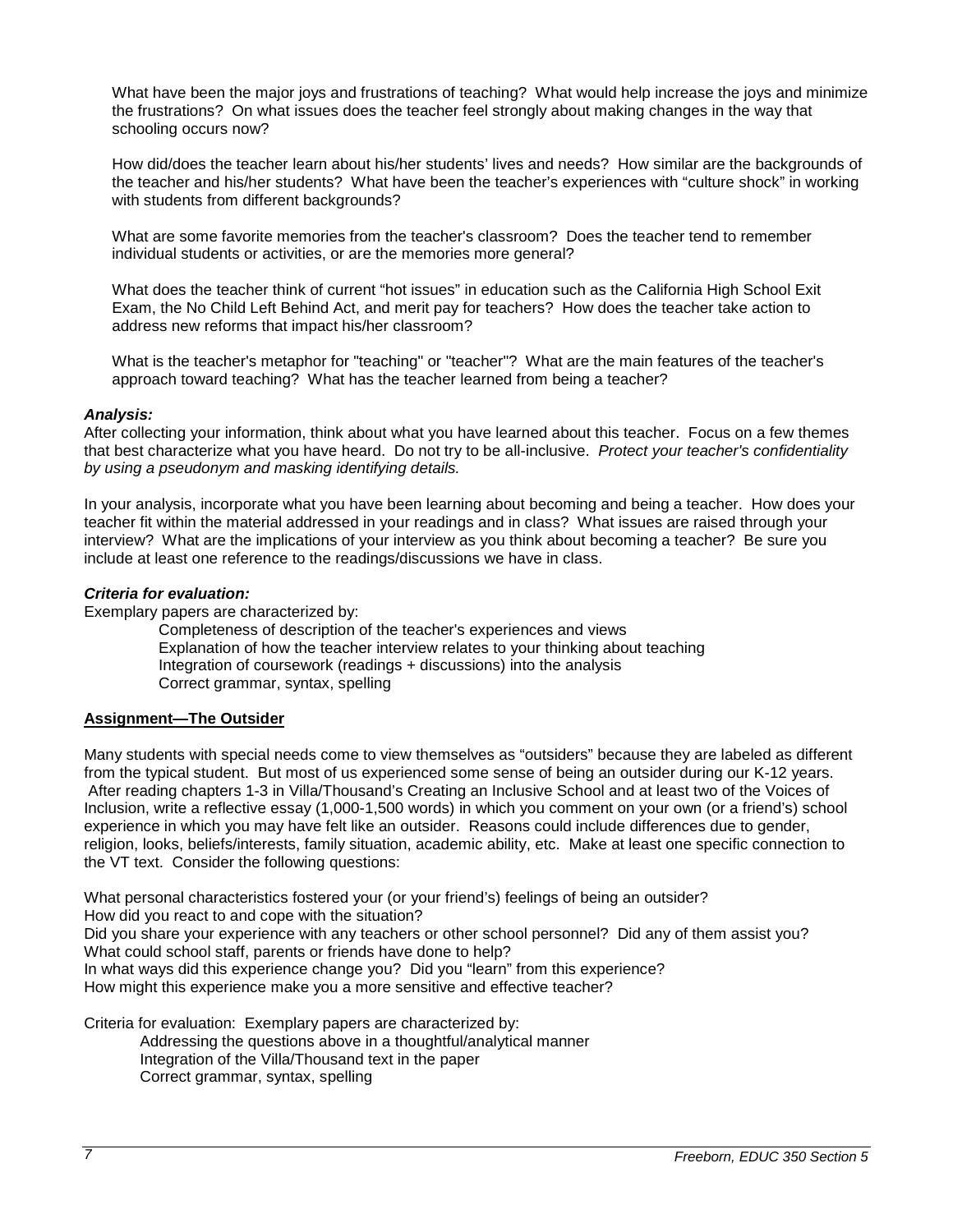What have been the major joys and frustrations of teaching? What would help increase the joys and minimize the frustrations? On what issues does the teacher feel strongly about making changes in the way that schooling occurs now?

How did/does the teacher learn about his/her students' lives and needs? How similar are the backgrounds of the teacher and his/her students? What have been the teacher's experiences with "culture shock" in working with students from different backgrounds?

What are some favorite memories from the teacher's classroom? Does the teacher tend to remember individual students or activities, or are the memories more general?

What does the teacher think of current "hot issues" in education such as the California High School Exit Exam, the No Child Left Behind Act, and merit pay for teachers? How does the teacher take action to address new reforms that impact his/her classroom?

What is the teacher's metaphor for "teaching" or "teacher"? What are the main features of the teacher's approach toward teaching? What has the teacher learned from being a teacher?

***Analysis:***

After collecting your information, think about what you have learned about this teacher. Focus on a few themes that best characterize what you have heard. Do not try to be all-inclusive. *Protect your teacher's confidentiality by using a pseudonym and masking identifying details.*

In your analysis, incorporate what you have been learning about becoming and being a teacher. How does your teacher fit within the material addressed in your readings and in class? What issues are raised through your interview? What are the implications of your interview as you think about becoming a teacher? Be sure you include at least one reference to the readings/discussions we have in class.

***Criteria for evaluation:***

Exemplary papers are characterized by:

- Completeness of description of the teacher's experiences and views
- Explanation of how the teacher interview relates to your thinking about teaching
- Integration of coursework (readings + discussions) into the analysis
- Correct grammar, syntax, spelling

**Assignment—The Outsider**

Many students with special needs come to view themselves as "outsiders" because they are labeled as different from the typical student. But most of us experienced some sense of being an outsider during our K-12 years. After reading chapters 1-3 in Villa/Thousand's Creating an Inclusive School and at least two of the Voices of Inclusion, write a reflective essay (1,000-1,500 words) in which you comment on your own (or a friend's) school experience in which you may have felt like an outsider. Reasons could include differences due to gender, religion, looks, beliefs/interests, family situation, academic ability, etc. Make at least one specific connection to the VT text. Consider the following questions:

What personal characteristics fostered your (or your friend's) feelings of being an outsider?
How did you react to and cope with the situation?
Did you share your experience with any teachers or other school personnel? Did any of them assist you?
What could school staff, parents or friends have done to help?
In what ways did this experience change you? Did you "learn" from this experience?
How might this experience make you a more sensitive and effective teacher?

Criteria for evaluation: Exemplary papers are characterized by:

- Addressing the questions above in a thoughtful/analytical manner
- Integration of the Villa/Thousand text in the paper
- Correct grammar, syntax, spelling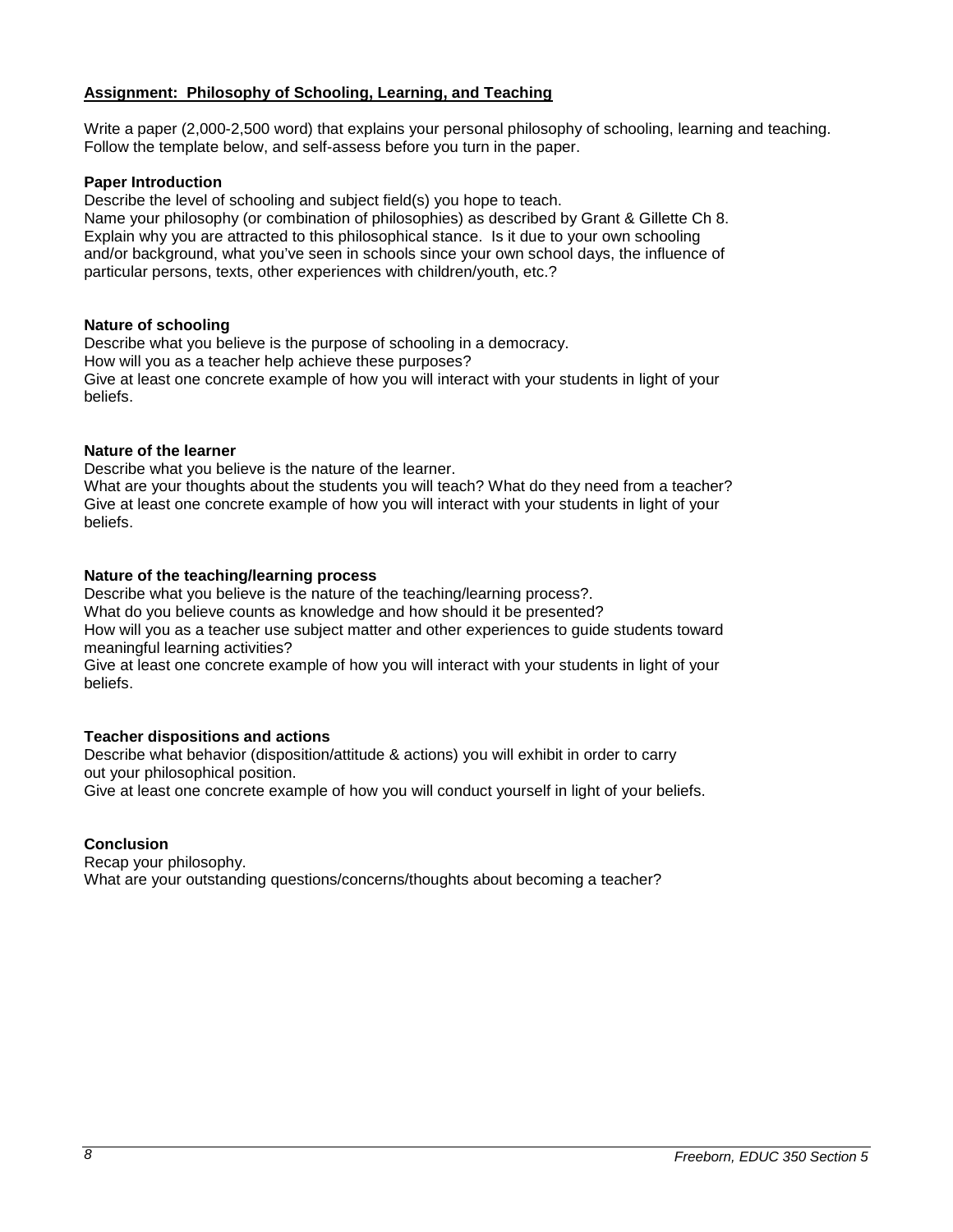## Assignment: Philosophy of Schooling, Learning, and Teaching

Write a paper (2,000-2,500 word) that explains your personal philosophy of schooling, learning and teaching. Follow the template below, and self-assess before you turn in the paper.

**Paper Introduction**

Describe the level of schooling and subject field(s) you hope to teach.
Name your philosophy (or combination of philosophies) as described by Grant & Gillette Ch 8.
Explain why you are attracted to this philosophical stance. Is it due to your own schooling and/or background, what you've seen in schools since your own school days, the influence of particular persons, texts, other experiences with children/youth, etc.?

**Nature of schooling**

Describe what you believe is the purpose of schooling in a democracy.
How will you as a teacher help achieve these purposes?
Give at least one concrete example of how you will interact with your students in light of your beliefs.

**Nature of the learner**

Describe what you believe is the nature of the learner.
What are your thoughts about the students you will teach? What do they need from a teacher?
Give at least one concrete example of how you will interact with your students in light of your beliefs.

**Nature of the teaching/learning process**

Describe what you believe is the nature of the teaching/learning process?.
What do you believe counts as knowledge and how should it be presented?
How will you as a teacher use subject matter and other experiences to guide students toward meaningful learning activities?
Give at least one concrete example of how you will interact with your students in light of your beliefs.

**Teacher dispositions and actions**

Describe what behavior (disposition/attitude & actions) you will exhibit in order to carry out your philosophical position.
Give at least one concrete example of how you will conduct yourself in light of your beliefs.

**Conclusion**

Recap your philosophy.
What are your outstanding questions/concerns/thoughts about becoming a teacher?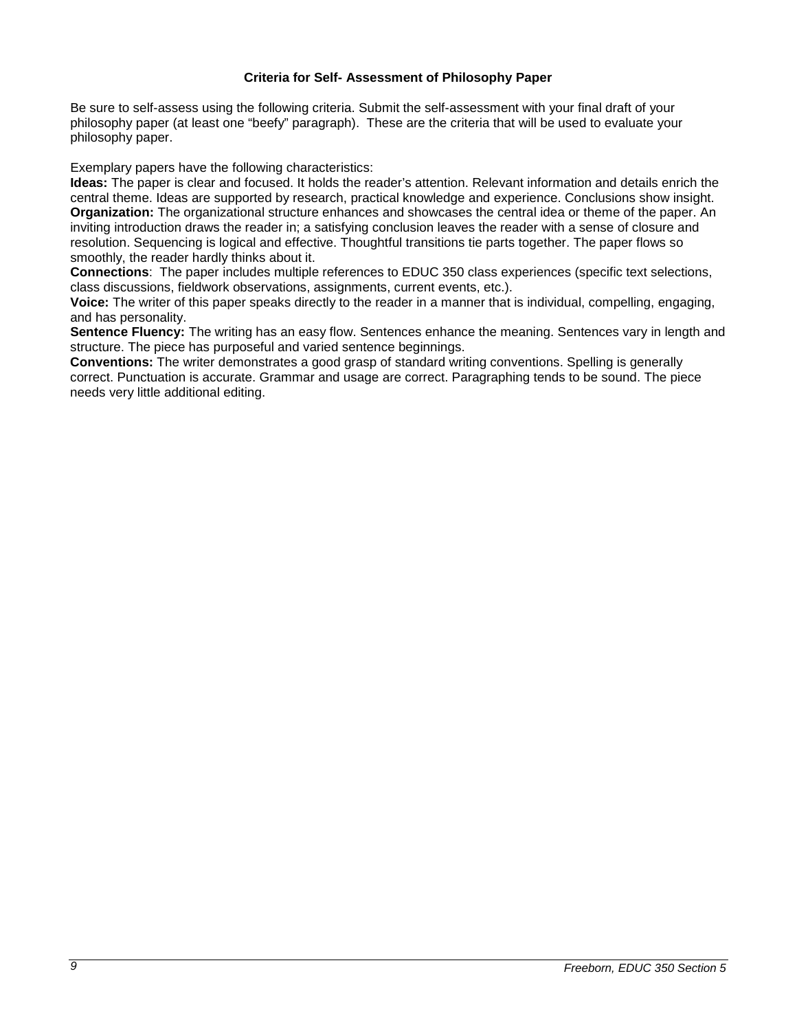### Criteria for Self- Assessment of Philosophy Paper

Be sure to self-assess using the following criteria. Submit the self-assessment with your final draft of your philosophy paper (at least one "beefy" paragraph). These are the criteria that will be used to evaluate your philosophy paper.

Exemplary papers have the following characteristics:

**Ideas:** The paper is clear and focused. It holds the reader's attention. Relevant information and details enrich the central theme. Ideas are supported by research, practical knowledge and experience. Conclusions show insight.

**Organization:** The organizational structure enhances and showcases the central idea or theme of the paper. An inviting introduction draws the reader in; a satisfying conclusion leaves the reader with a sense of closure and resolution. Sequencing is logical and effective. Thoughtful transitions tie parts together. The paper flows so smoothly, the reader hardly thinks about it.

**Connections**: The paper includes multiple references to EDUC 350 class experiences (specific text selections, class discussions, fieldwork observations, assignments, current events, etc.).

**Voice:** The writer of this paper speaks directly to the reader in a manner that is individual, compelling, engaging, and has personality.

**Sentence Fluency:** The writing has an easy flow. Sentences enhance the meaning. Sentences vary in length and structure. The piece has purposeful and varied sentence beginnings.

**Conventions:** The writer demonstrates a good grasp of standard writing conventions. Spelling is generally correct. Punctuation is accurate. Grammar and usage are correct. Paragraphing tends to be sound. The piece needs very little additional editing.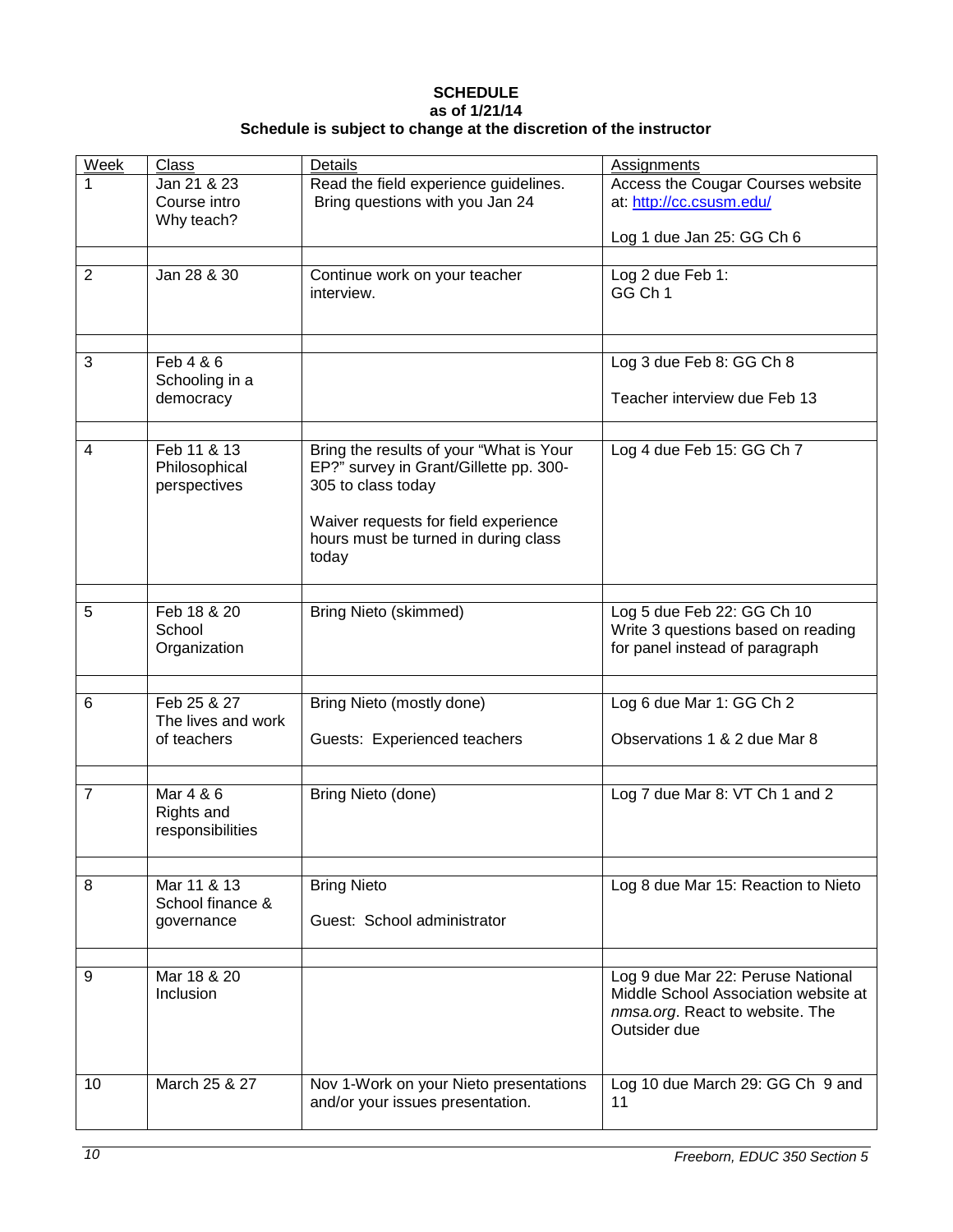**SCHEDULE**
**as of 1/21/14**
**Schedule is subject to change at the discretion of the instructor**

| Week | Class | Details | Assignments |
|---|---|---|---|
| 1 | Jan 21 & 23<br>Course intro<br>Why teach? | Read the field experience guidelines. Bring questions with you Jan 24 | Access the Cougar Courses website at: http://cc.csusm.edu/<br><br>Log 1 due Jan 25: GG Ch 6 |
| | | | |
| 2 | Jan 28 & 30 | Continue work on your teacher interview. | Log 2 due Feb 1:<br>GG Ch 1 |
| | | | |
| 3 | Feb 4 & 6<br>Schooling in a democracy | | Log 3 due Feb 8: GG Ch 8<br><br>Teacher interview due Feb 13 |
| | | | |
| 4 | Feb 11 & 13<br>Philosophical perspectives | Bring the results of your "What is Your EP?" survey in Grant/Gillette pp. 300-305 to class today<br><br>Waiver requests for field experience hours must be turned in during class today | Log 4 due Feb 15: GG Ch 7 |
| | | | |
| 5 | Feb 18 & 20<br>School Organization | Bring Nieto (skimmed) | Log 5 due Feb 22: GG Ch 10<br>Write 3 questions based on reading for panel instead of paragraph |
| | | | |
| 6 | Feb 25 & 27<br>The lives and work of teachers | Bring Nieto (mostly done)<br><br>Guests: Experienced teachers | Log 6 due Mar 1: GG Ch 2<br><br>Observations 1 & 2 due Mar 8 |
| | | | |
| 7 | Mar 4 & 6<br>Rights and responsibilities | Bring Nieto (done) | Log 7 due Mar 8: VT Ch 1 and 2 |
| | | | |
| 8 | Mar 11 & 13<br>School finance & governance | Bring Nieto<br><br>Guest: School administrator | Log 8 due Mar 15: Reaction to Nieto |
| | | | |
| 9 | Mar 18 & 20<br>Inclusion | | Log 9 due Mar 22: Peruse National Middle School Association website at *nmsa.org*. React to website. The Outsider due |
| 10 | March 25 & 27 | Nov 1-Work on your Nieto presentations and/or your issues presentation. | Log 10 due March 29: GG Ch 9 and 11 |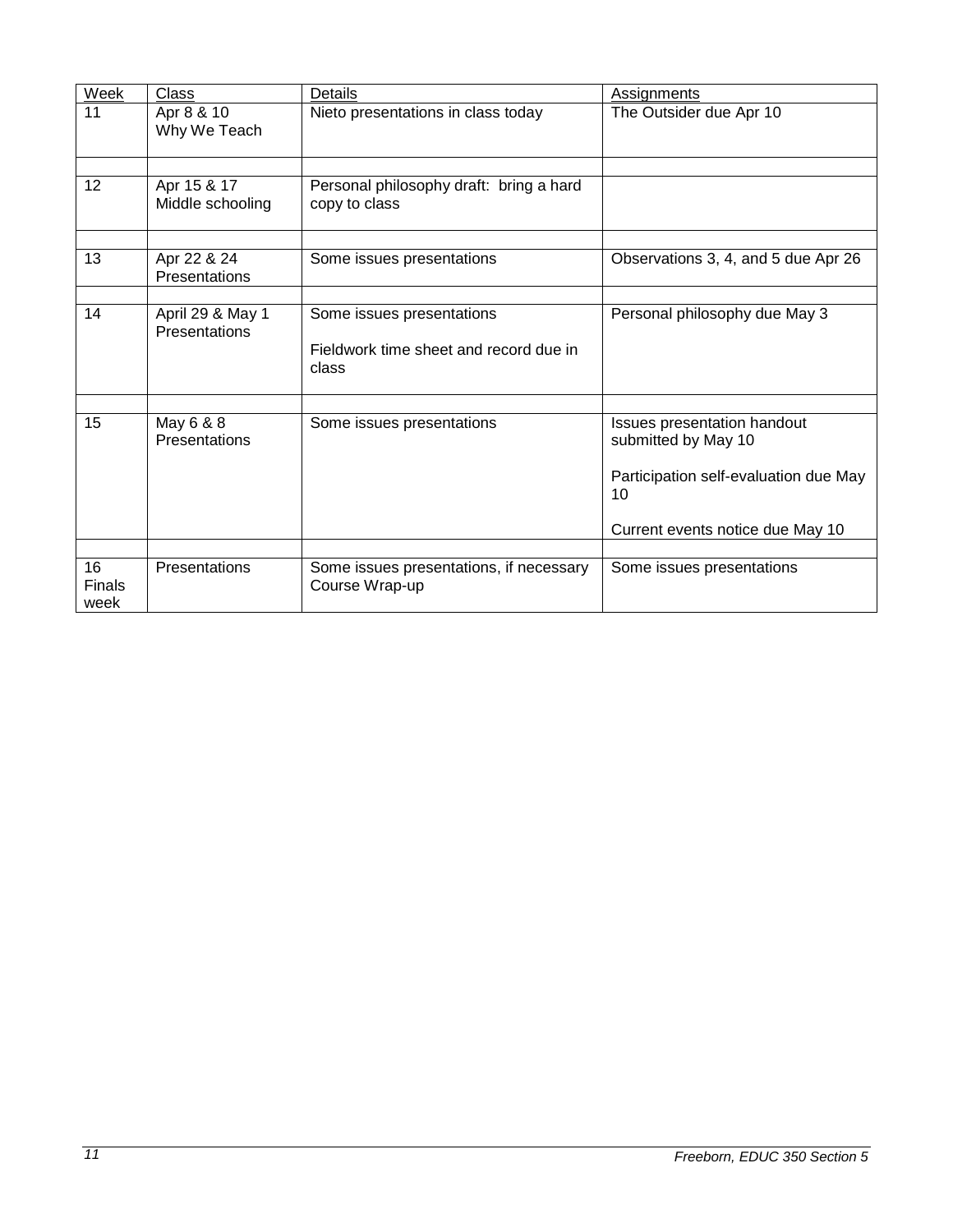| Week | Class | Details | Assignments |
| --- | --- | --- | --- |
| 11 | Apr 8 & 10<br>Why We Teach | Nieto presentations in class today | The Outsider due Apr 10 |
| | | | |
| 12 | Apr 15 & 17<br>Middle schooling | Personal philosophy draft: bring a hard copy to class | |
| | | | |
| 13 | Apr 22 & 24<br>Presentations | Some issues presentations | Observations 3, 4, and 5 due Apr 26 |
| | | | |
| 14 | April 29 & May 1<br>Presentations | Some issues presentations<br><br>Fieldwork time sheet and record due in class | Personal philosophy due May 3 |
| | | | |
| 15 | May 6 & 8<br>Presentations | Some issues presentations | Issues presentation handout submitted by May 10<br><br>Participation self-evaluation due May 10<br><br>Current events notice due May 10 |
| | | | |
| 16<br>Finals week | Presentations | Some issues presentations, if necessary<br>Course Wrap-up | Some issues presentations |